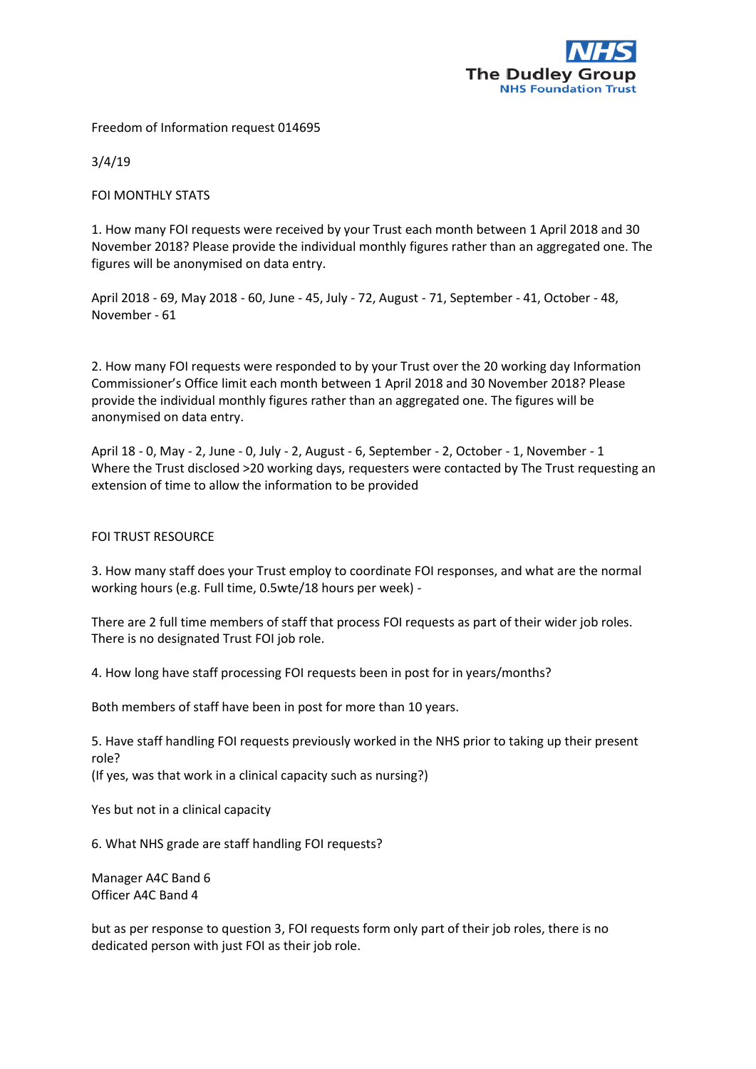The Dudley Group
NHS Foundation Trust

Freedom of Information request 014695

3/4/19

FOI MONTHLY STATS

1. How many FOI requests were received by your Trust each month between 1 April 2018 and 30 November 2018? Please provide the individual monthly figures rather than an aggregated one. The figures will be anonymised on data entry.

April 2018 - 69, May 2018 - 60, June - 45, July - 72, August - 71, September - 41, October - 48, November - 61

2. How many FOI requests were responded to by your Trust over the 20 working day Information Commissioner's Office limit each month between 1 April 2018 and 30 November 2018? Please provide the individual monthly figures rather than an aggregated one. The figures will be anonymised on data entry.

April 18 - 0, May - 2, June - 0, July - 2, August - 6, September - 2, October - 1, November - 1
Where the Trust disclosed >20 working days, requesters were contacted by The Trust requesting an extension of time to allow the information to be provided

FOI TRUST RESOURCE

3. How many staff does your Trust employ to coordinate FOI responses, and what are the normal working hours (e.g. Full time, 0.5wte/18 hours per week) -

There are 2 full time members of staff that process FOI requests as part of their wider job roles. There is no designated Trust FOI job role.

4. How long have staff processing FOI requests been in post for in years/months?

Both members of staff have been in post for more than 10 years.

5. Have staff handling FOI requests previously worked in the NHS prior to taking up their present role?
(If yes, was that work in a clinical capacity such as nursing?)

Yes but not in a clinical capacity

6. What NHS grade are staff handling FOI requests?

Manager A4C Band 6
Officer A4C Band 4

but as per response to question 3, FOI requests form only part of their job roles, there is no dedicated person with just FOI as their job role.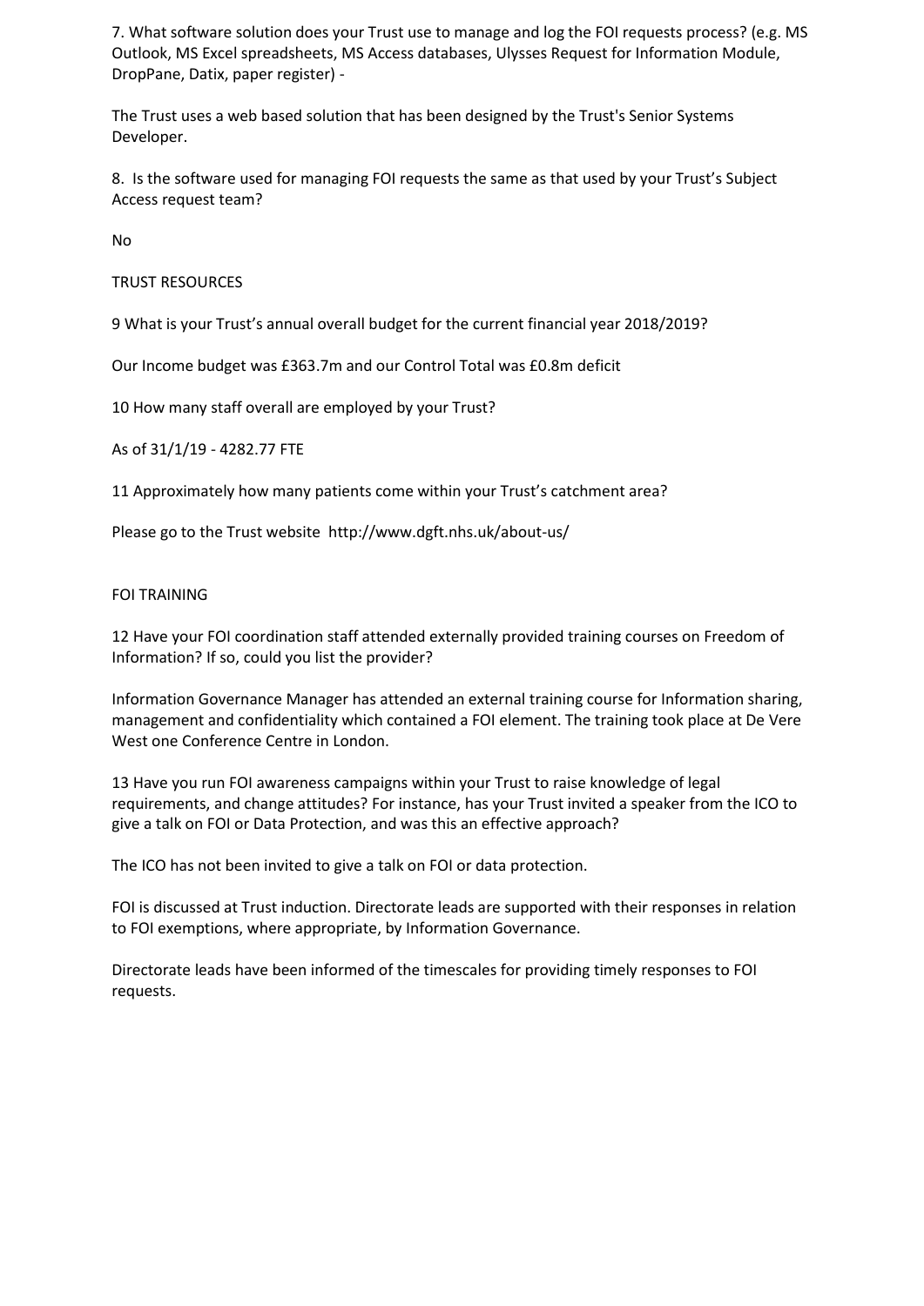7. What software solution does your Trust use to manage and log the FOI requests process? (e.g. MS Outlook, MS Excel spreadsheets, MS Access databases, Ulysses Request for Information Module, DropPane, Datix, paper register) -

The Trust uses a web based solution that has been designed by the Trust's Senior Systems Developer.

8. Is the software used for managing FOI requests the same as that used by your Trust's Subject Access request team?

No

TRUST RESOURCES

9 What is your Trust's annual overall budget for the current financial year 2018/2019?

Our Income budget was £363.7m and our Control Total was £0.8m deficit

10 How many staff overall are employed by your Trust?

As of 31/1/19 - 4282.77 FTE

11 Approximately how many patients come within your Trust's catchment area?

Please go to the Trust website http://www.dgft.nhs.uk/about-us/

FOI TRAINING

12 Have your FOI coordination staff attended externally provided training courses on Freedom of Information? If so, could you list the provider?

Information Governance Manager has attended an external training course for Information sharing, management and confidentiality which contained a FOI element. The training took place at De Vere West one Conference Centre in London.

13 Have you run FOI awareness campaigns within your Trust to raise knowledge of legal requirements, and change attitudes? For instance, has your Trust invited a speaker from the ICO to give a talk on FOI or Data Protection, and was this an effective approach?

The ICO has not been invited to give a talk on FOI or data protection.

FOI is discussed at Trust induction. Directorate leads are supported with their responses in relation to FOI exemptions, where appropriate, by Information Governance.

Directorate leads have been informed of the timescales for providing timely responses to FOI requests.